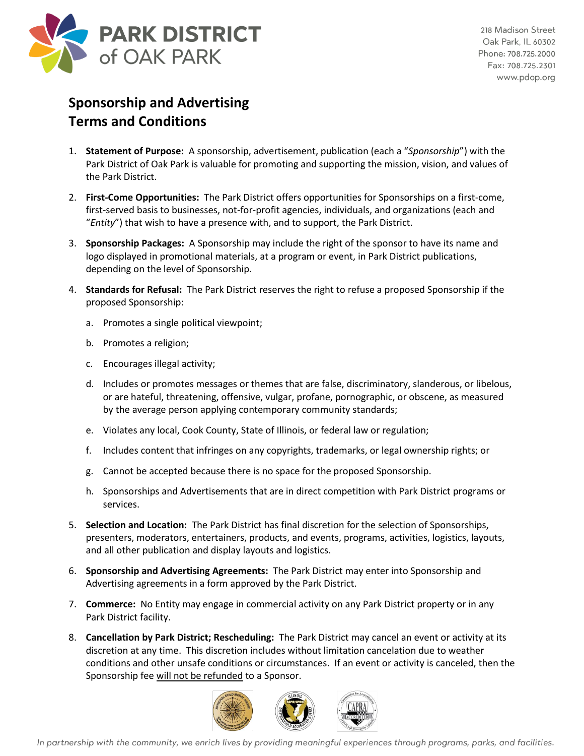PARK DISTRICT of OAK PARK

218 Madison Street
Oak Park, IL 60302
Phone: 708.725.2000
Fax: 708.725.2301
www.pdop.org

# Sponsorship and Advertising Terms and Conditions

1. **Statement of Purpose:** A sponsorship, advertisement, publication (each a "*Sponsorship*") with the Park District of Oak Park is valuable for promoting and supporting the mission, vision, and values of the Park District.

2. **First-Come Opportunities:** The Park District offers opportunities for Sponsorships on a first-come, first-served basis to businesses, not-for-profit agencies, individuals, and organizations (each and "*Entity*") that wish to have a presence with, and to support, the Park District.

3. **Sponsorship Packages:** A Sponsorship may include the right of the sponsor to have its name and logo displayed in promotional materials, at a program or event, in Park District publications, depending on the level of Sponsorship.

4. **Standards for Refusal:** The Park District reserves the right to refuse a proposed Sponsorship if the proposed Sponsorship:

   a. Promotes a single political viewpoint;

   b. Promotes a religion;

   c. Encourages illegal activity;

   d. Includes or promotes messages or themes that are false, discriminatory, slanderous, or libelous, or are hateful, threatening, offensive, vulgar, profane, pornographic, or obscene, as measured by the average person applying contemporary community standards;

   e. Violates any local, Cook County, State of Illinois, or federal law or regulation;

   f. Includes content that infringes on any copyrights, trademarks, or legal ownership rights; or

   g. Cannot be accepted because there is no space for the proposed Sponsorship.

   h. Sponsorships and Advertisements that are in direct competition with Park District programs or services.

5. **Selection and Location:** The Park District has final discretion for the selection of Sponsorships, presenters, moderators, entertainers, products, and events, programs, activities, logistics, layouts, and all other publication and display layouts and logistics.

6. **Sponsorship and Advertising Agreements:** The Park District may enter into Sponsorship and Advertising agreements in a form approved by the Park District.

7. **Commerce:** No Entity may engage in commercial activity on any Park District property or in any Park District facility.

8. **Cancellation by Park District; Rescheduling:** The Park District may cancel an event or activity at its discretion at any time. This discretion includes without limitation cancelation due to weather conditions and other unsafe conditions or circumstances. If an event or activity is canceled, then the Sponsorship fee will not be refunded to a Sponsor.

*In partnership with the community, we enrich lives by providing meaningful experiences through programs, parks, and facilities.*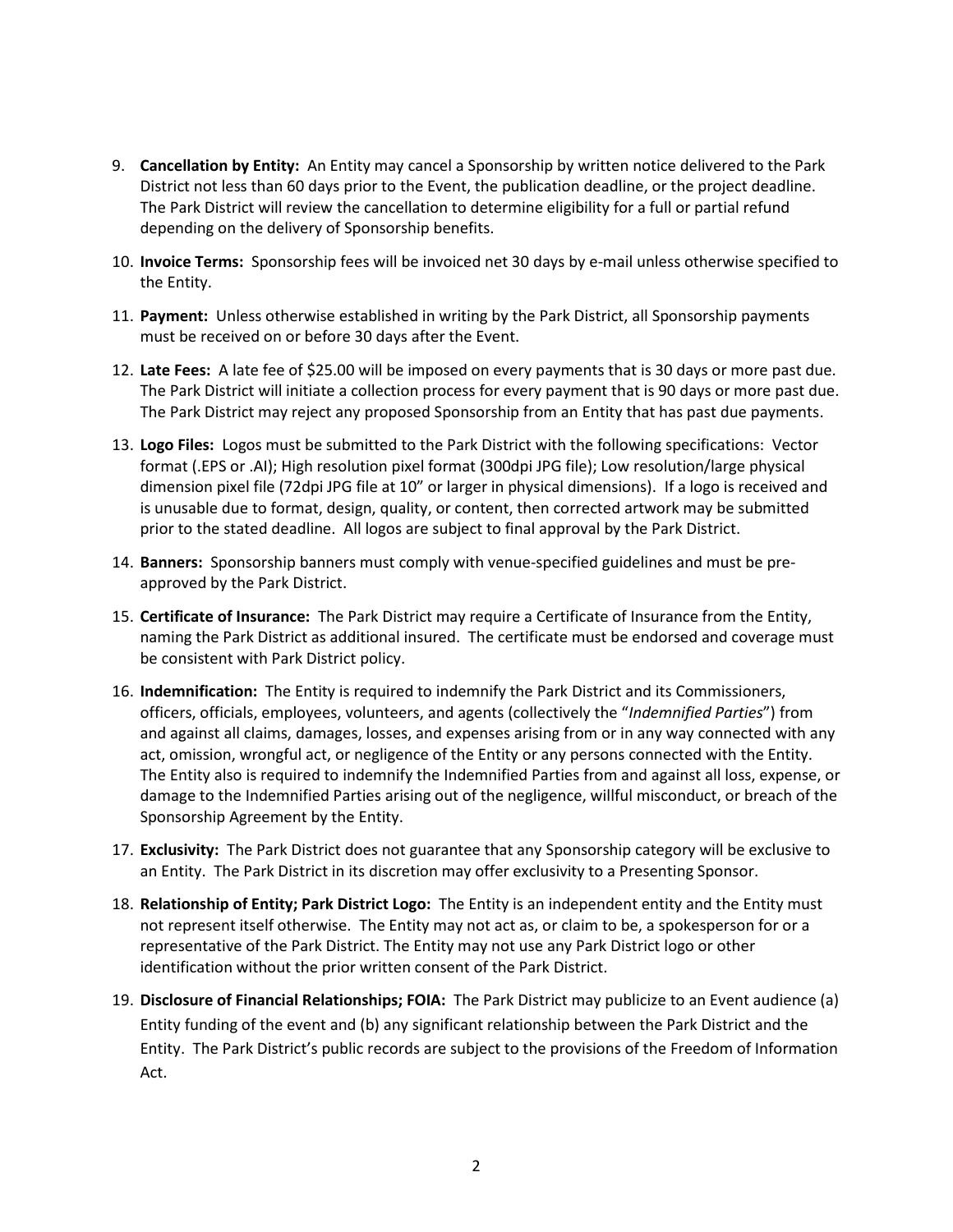9. **Cancellation by Entity:** An Entity may cancel a Sponsorship by written notice delivered to the Park District not less than 60 days prior to the Event, the publication deadline, or the project deadline. The Park District will review the cancellation to determine eligibility for a full or partial refund depending on the delivery of Sponsorship benefits.

10. **Invoice Terms:** Sponsorship fees will be invoiced net 30 days by e-mail unless otherwise specified to the Entity.

11. **Payment:** Unless otherwise established in writing by the Park District, all Sponsorship payments must be received on or before 30 days after the Event.

12. **Late Fees:** A late fee of $25.00 will be imposed on every payments that is 30 days or more past due. The Park District will initiate a collection process for every payment that is 90 days or more past due. The Park District may reject any proposed Sponsorship from an Entity that has past due payments.

13. **Logo Files:** Logos must be submitted to the Park District with the following specifications: Vector format (.EPS or .AI); High resolution pixel format (300dpi JPG file); Low resolution/large physical dimension pixel file (72dpi JPG file at 10" or larger in physical dimensions). If a logo is received and is unusable due to format, design, quality, or content, then corrected artwork may be submitted prior to the stated deadline. All logos are subject to final approval by the Park District.

14. **Banners:** Sponsorship banners must comply with venue-specified guidelines and must be pre-approved by the Park District.

15. **Certificate of Insurance:** The Park District may require a Certificate of Insurance from the Entity, naming the Park District as additional insured. The certificate must be endorsed and coverage must be consistent with Park District policy.

16. **Indemnification:** The Entity is required to indemnify the Park District and its Commissioners, officers, officials, employees, volunteers, and agents (collectively the "*Indemnified Parties*") from and against all claims, damages, losses, and expenses arising from or in any way connected with any act, omission, wrongful act, or negligence of the Entity or any persons connected with the Entity. The Entity also is required to indemnify the Indemnified Parties from and against all loss, expense, or damage to the Indemnified Parties arising out of the negligence, willful misconduct, or breach of the Sponsorship Agreement by the Entity.

17. **Exclusivity:** The Park District does not guarantee that any Sponsorship category will be exclusive to an Entity. The Park District in its discretion may offer exclusivity to a Presenting Sponsor.

18. **Relationship of Entity; Park District Logo:** The Entity is an independent entity and the Entity must not represent itself otherwise. The Entity may not act as, or claim to be, a spokesperson for or a representative of the Park District. The Entity may not use any Park District logo or other identification without the prior written consent of the Park District.

19. **Disclosure of Financial Relationships; FOIA:** The Park District may publicize to an Event audience (a) Entity funding of the event and (b) any significant relationship between the Park District and the Entity. The Park District's public records are subject to the provisions of the Freedom of Information Act.